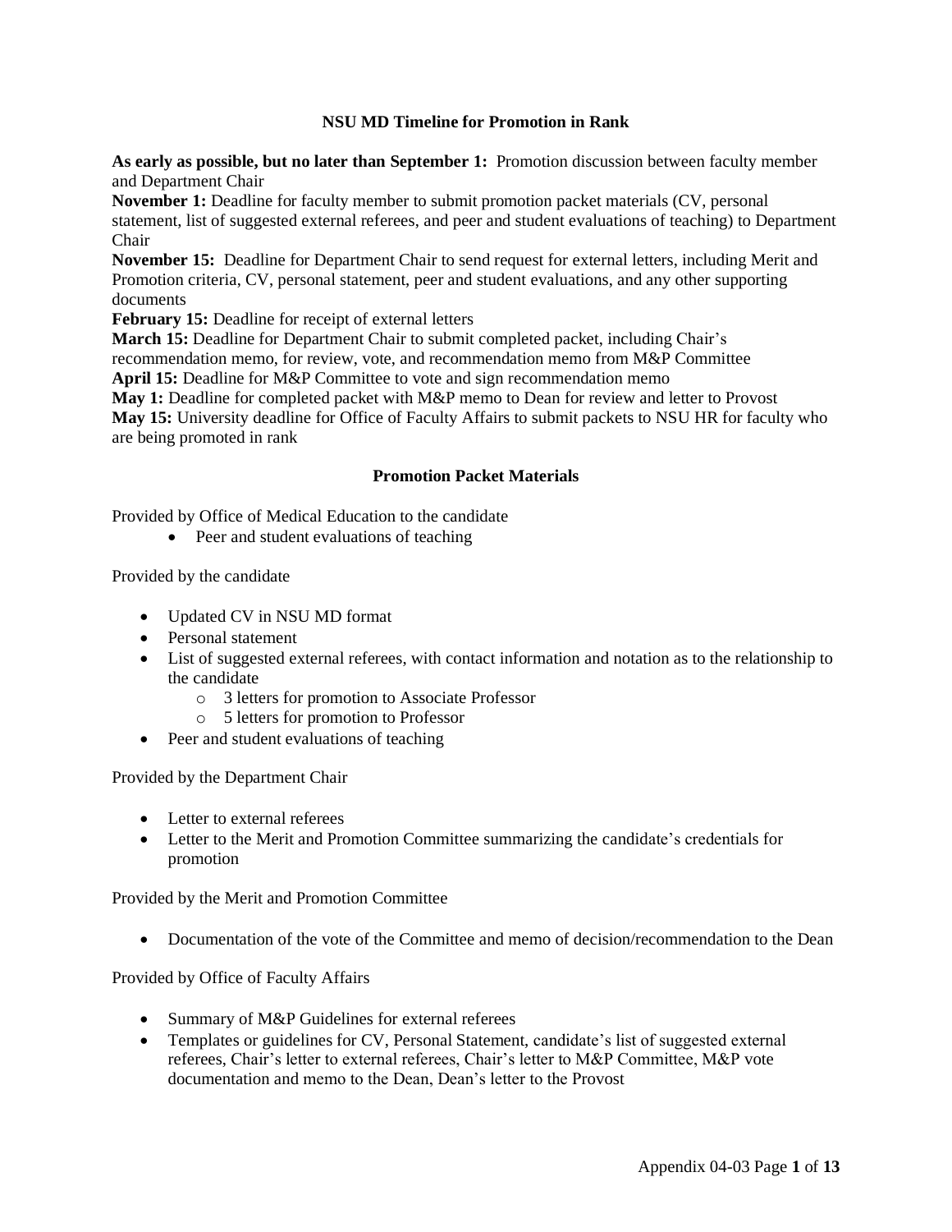## NSU MD Timeline for Promotion in Rank

**As early as possible, but no later than September 1:** Promotion discussion between faculty member and Department Chair

**November 1:** Deadline for faculty member to submit promotion packet materials (CV, personal statement, list of suggested external referees, and peer and student evaluations of teaching) to Department Chair

**November 15:** Deadline for Department Chair to send request for external letters, including Merit and Promotion criteria, CV, personal statement, peer and student evaluations, and any other supporting documents

**February 15:** Deadline for receipt of external letters

**March 15:** Deadline for Department Chair to submit completed packet, including Chair's recommendation memo, for review, vote, and recommendation memo from M&P Committee

**April 15:** Deadline for M&P Committee to vote and sign recommendation memo

**May 1:** Deadline for completed packet with M&P memo to Dean for review and letter to Provost

**May 15:** University deadline for Office of Faculty Affairs to submit packets to NSU HR for faculty who are being promoted in rank

## Promotion Packet Materials

Provided by Office of Medical Education to the candidate

- Peer and student evaluations of teaching

Provided by the candidate

- Updated CV in NSU MD format
- Personal statement
- List of suggested external referees, with contact information and notation as to the relationship to the candidate
  - 3 letters for promotion to Associate Professor
  - 5 letters for promotion to Professor
- Peer and student evaluations of teaching

Provided by the Department Chair

- Letter to external referees
- Letter to the Merit and Promotion Committee summarizing the candidate's credentials for promotion

Provided by the Merit and Promotion Committee

- Documentation of the vote of the Committee and memo of decision/recommendation to the Dean

Provided by Office of Faculty Affairs

- Summary of M&P Guidelines for external referees
- Templates or guidelines for CV, Personal Statement, candidate's list of suggested external referees, Chair's letter to external referees, Chair's letter to M&P Committee, M&P vote documentation and memo to the Dean, Dean's letter to the Provost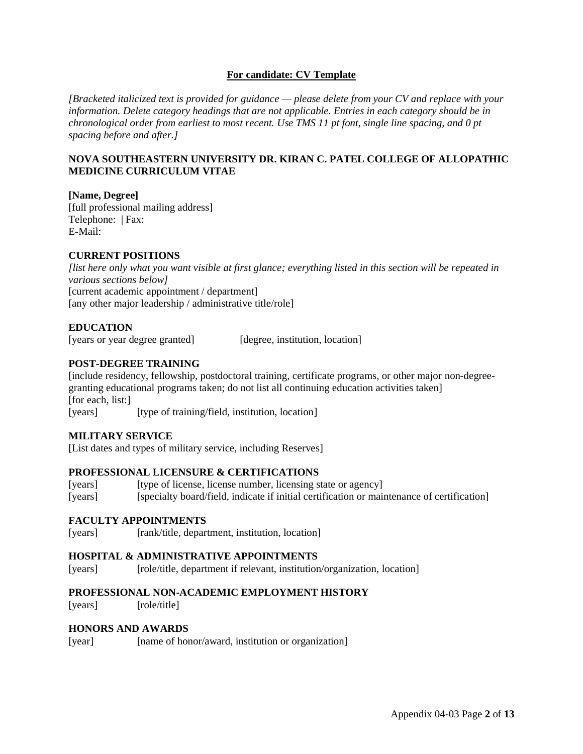**For candidate: CV Template**

*[Bracketed italicized text is provided for guidance — please delete from your CV and replace with your information. Delete category headings that are not applicable. Entries in each category should be in chronological order from earliest to most recent. Use TMS 11 pt font, single line spacing, and 0 pt spacing before and after.]*

**NOVA SOUTHEASTERN UNIVERSITY DR. KIRAN C. PATEL COLLEGE OF ALLOPATHIC MEDICINE CURRICULUM VITAE**

**[Name, Degree]**
[full professional mailing address]
Telephone: | Fax:
E-Mail:

**CURRENT POSITIONS**
*[list here only what you want visible at first glance; everything listed in this section will be repeated in various sections below]*
[current academic appointment / department]
[any other major leadership / administrative title/role]

**EDUCATION**
[years or year degree granted] [degree, institution, location]

**POST-DEGREE TRAINING**
[include residency, fellowship, postdoctoral training, certificate programs, or other major non-degree-granting educational programs taken; do not list all continuing education activities taken]
[for each, list:]
[years] [type of training/field, institution, location]

**MILITARY SERVICE**
[List dates and types of military service, including Reserves]

**PROFESSIONAL LICENSURE & CERTIFICATIONS**
[years] [type of license, license number, licensing state or agency]
[years] [specialty board/field, indicate if initial certification or maintenance of certification]

**FACULTY APPOINTMENTS**
[years] [rank/title, department, institution, location]

**HOSPITAL & ADMINISTRATIVE APPOINTMENTS**
[years] [role/title, department if relevant, institution/organization, location]

**PROFESSIONAL NON-ACADEMIC EMPLOYMENT HISTORY**
[years] [role/title]

**HONORS AND AWARDS**
[year] [name of honor/award, institution or organization]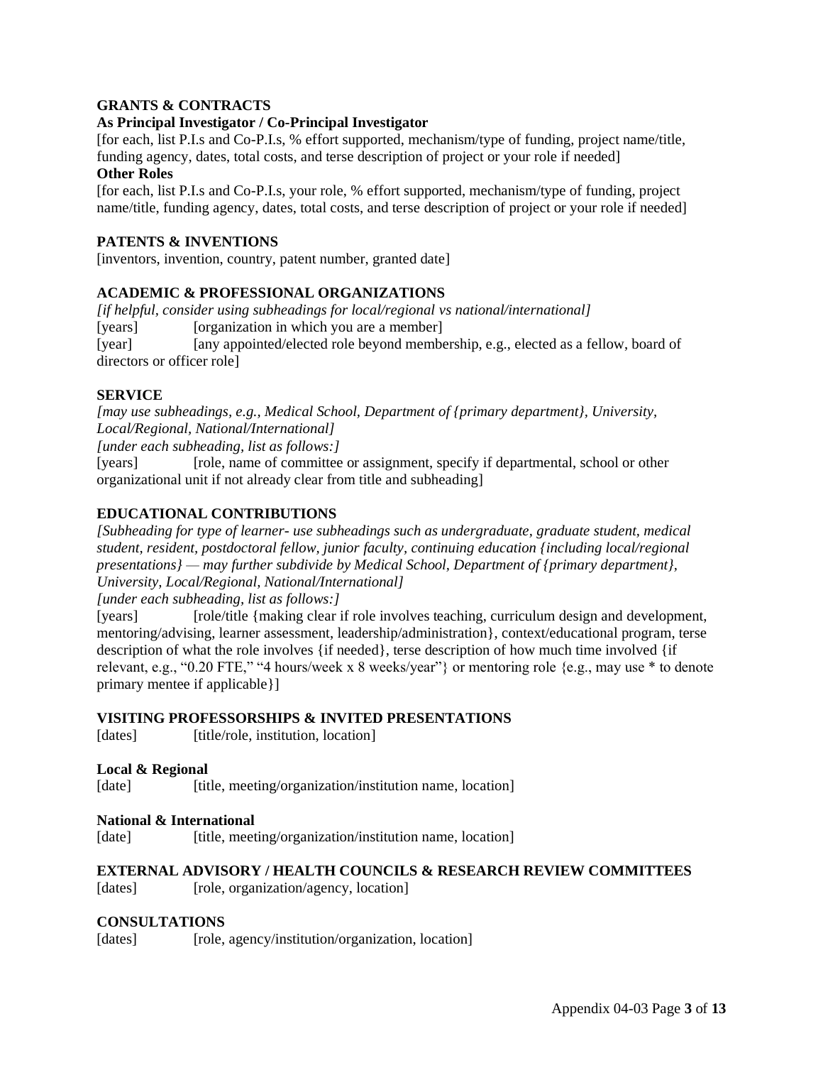**GRANTS & CONTRACTS**

**As Principal Investigator / Co-Principal Investigator**

[for each, list P.I.s and Co-P.I.s, % effort supported, mechanism/type of funding, project name/title, funding agency, dates, total costs, and terse description of project or your role if needed]

**Other Roles**

[for each, list P.I.s and Co-P.I.s, your role, % effort supported, mechanism/type of funding, project name/title, funding agency, dates, total costs, and terse description of project or your role if needed]

**PATENTS & INVENTIONS**

[inventors, invention, country, patent number, granted date]

**ACADEMIC & PROFESSIONAL ORGANIZATIONS**

*[if helpful, consider using subheadings for local/regional vs national/international]*

[years] [organization in which you are a member]

[year] [any appointed/elected role beyond membership, e.g., elected as a fellow, board of directors or officer role]

**SERVICE**

*[may use subheadings, e.g., Medical School, Department of {primary department}, University, Local/Regional, National/International]*

*[under each subheading, list as follows:]*

[years] [role, name of committee or assignment, specify if departmental, school or other organizational unit if not already clear from title and subheading]

**EDUCATIONAL CONTRIBUTIONS**

*[Subheading for type of learner- use subheadings such as undergraduate, graduate student, medical student, resident, postdoctoral fellow, junior faculty, continuing education {including local/regional presentations} — may further subdivide by Medical School, Department of {primary department}, University, Local/Regional, National/International]*

*[under each subheading, list as follows:]*

[years] [role/title {making clear if role involves teaching, curriculum design and development, mentoring/advising, learner assessment, leadership/administration}, context/educational program, terse description of what the role involves {if needed}, terse description of how much time involved {if relevant, e.g., "0.20 FTE," "4 hours/week x 8 weeks/year"} or mentoring role {e.g., may use * to denote primary mentee if applicable}]

**VISITING PROFESSORSHIPS & INVITED PRESENTATIONS**

[dates] [title/role, institution, location]

**Local & Regional**

[date] [title, meeting/organization/institution name, location]

**National & International**

[date] [title, meeting/organization/institution name, location]

**EXTERNAL ADVISORY / HEALTH COUNCILS & RESEARCH REVIEW COMMITTEES**

[dates] [role, organization/agency, location]

**CONSULTATIONS**

[dates] [role, agency/institution/organization, location]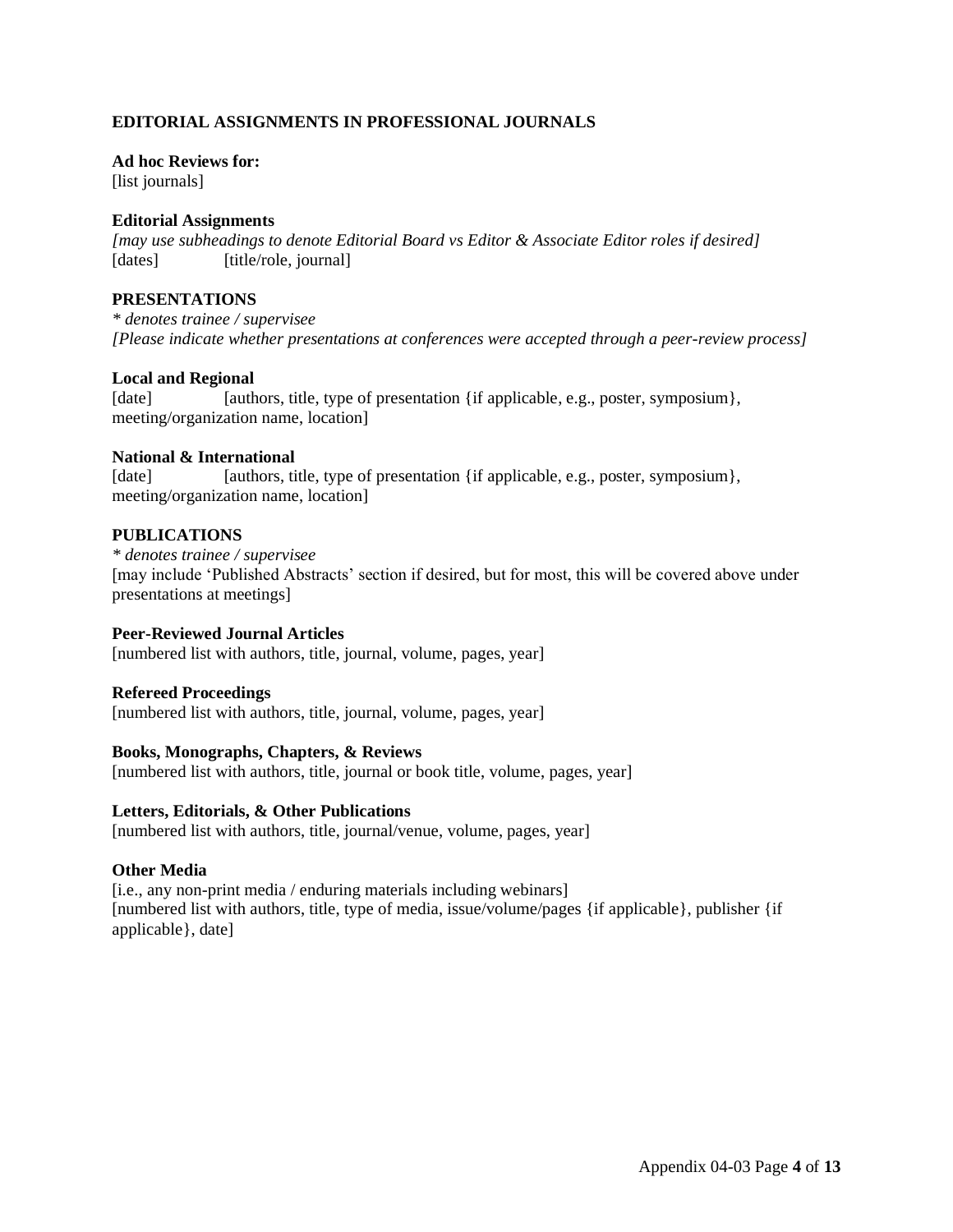## EDITORIAL ASSIGNMENTS IN PROFESSIONAL JOURNALS

**Ad hoc Reviews for:**
[list journals]

**Editorial Assignments**
*[may use subheadings to denote Editorial Board vs Editor & Associate Editor roles if desired]*
[dates] [title/role, journal]

## PRESENTATIONS

*\* denotes trainee / supervisee*
*[Please indicate whether presentations at conferences were accepted through a peer-review process]*

**Local and Regional**
[date] [authors, title, type of presentation {if applicable, e.g., poster, symposium}, meeting/organization name, location]

**National & International**
[date] [authors, title, type of presentation {if applicable, e.g., poster, symposium}, meeting/organization name, location]

## PUBLICATIONS

*\* denotes trainee / supervisee*
[may include 'Published Abstracts' section if desired, but for most, this will be covered above under presentations at meetings]

**Peer-Reviewed Journal Articles**
[numbered list with authors, title, journal, volume, pages, year]

**Refereed Proceedings**
[numbered list with authors, title, journal, volume, pages, year]

**Books, Monographs, Chapters, & Reviews**
[numbered list with authors, title, journal or book title, volume, pages, year]

**Letters, Editorials, & Other Publications**
[numbered list with authors, title, journal/venue, volume, pages, year]

**Other Media**
[i.e., any non-print media / enduring materials including webinars]
[numbered list with authors, title, type of media, issue/volume/pages {if applicable}, publisher {if applicable}, date]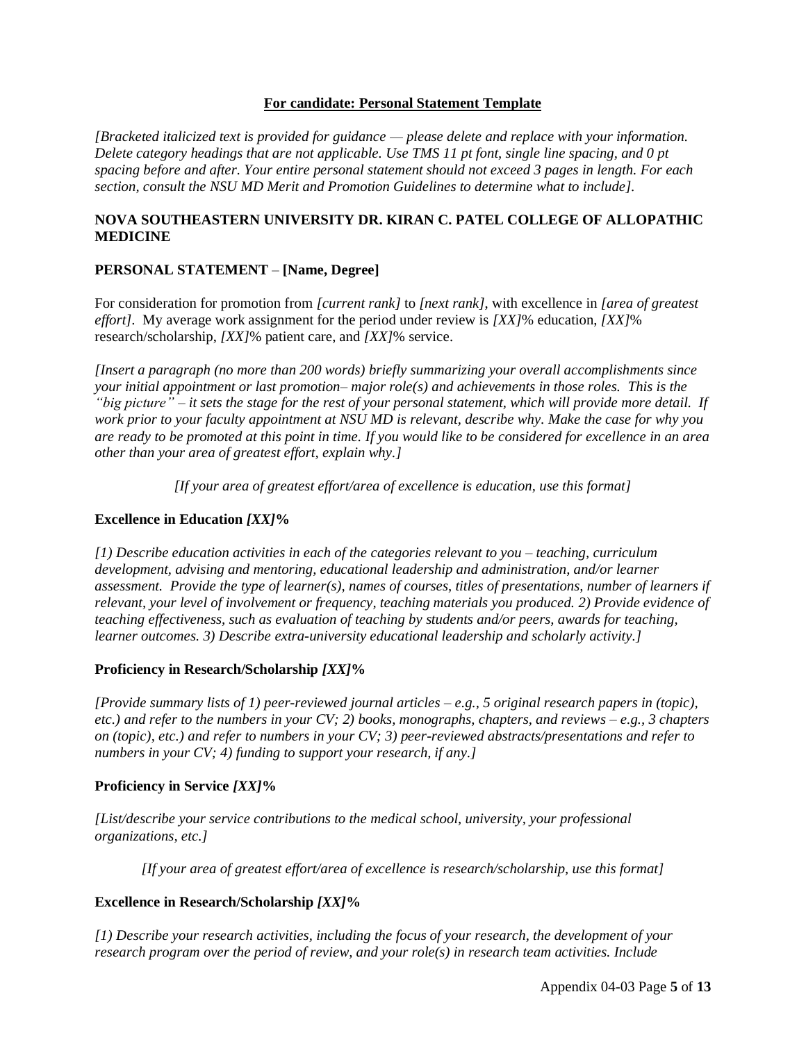## For candidate: Personal Statement Template

*[Bracketed italicized text is provided for guidance — please delete and replace with your information. Delete category headings that are not applicable. Use TMS 11 pt font, single line spacing, and 0 pt spacing before and after. Your entire personal statement should not exceed 3 pages in length. For each section, consult the NSU MD Merit and Promotion Guidelines to determine what to include].*

**NOVA SOUTHEASTERN UNIVERSITY DR. KIRAN C. PATEL COLLEGE OF ALLOPATHIC MEDICINE**

**PERSONAL STATEMENT – [Name, Degree]**

For consideration for promotion from *[current rank]* to *[next rank]*, with excellence in *[area of greatest effort]*. My average work assignment for the period under review is *[XX]*% education, *[XX]*% research/scholarship, *[XX]*% patient care, and *[XX]*% service.

*[Insert a paragraph (no more than 200 words) briefly summarizing your overall accomplishments since your initial appointment or last promotion– major role(s) and achievements in those roles. This is the "big picture" – it sets the stage for the rest of your personal statement, which will provide more detail. If work prior to your faculty appointment at NSU MD is relevant, describe why. Make the case for why you are ready to be promoted at this point in time. If you would like to be considered for excellence in an area other than your area of greatest effort, explain why.]*

*[If your area of greatest effort/area of excellence is education, use this format]*

**Excellence in Education *[XX]*%**

*[1) Describe education activities in each of the categories relevant to you – teaching, curriculum development, advising and mentoring, educational leadership and administration, and/or learner assessment. Provide the type of learner(s), names of courses, titles of presentations, number of learners if relevant, your level of involvement or frequency, teaching materials you produced. 2) Provide evidence of teaching effectiveness, such as evaluation of teaching by students and/or peers, awards for teaching, learner outcomes. 3) Describe extra-university educational leadership and scholarly activity.]*

**Proficiency in Research/Scholarship *[XX]*%**

*[Provide summary lists of 1) peer-reviewed journal articles – e.g., 5 original research papers in (topic), etc.) and refer to the numbers in your CV; 2) books, monographs, chapters, and reviews – e.g., 3 chapters on (topic), etc.) and refer to numbers in your CV; 3) peer-reviewed abstracts/presentations and refer to numbers in your CV; 4) funding to support your research, if any.]*

**Proficiency in Service *[XX]*%**

*[List/describe your service contributions to the medical school, university, your professional organizations, etc.]*

*[If your area of greatest effort/area of excellence is research/scholarship, use this format]*

**Excellence in Research/Scholarship *[XX]*%**

*[1) Describe your research activities, including the focus of your research, the development of your research program over the period of review, and your role(s) in research team activities. Include*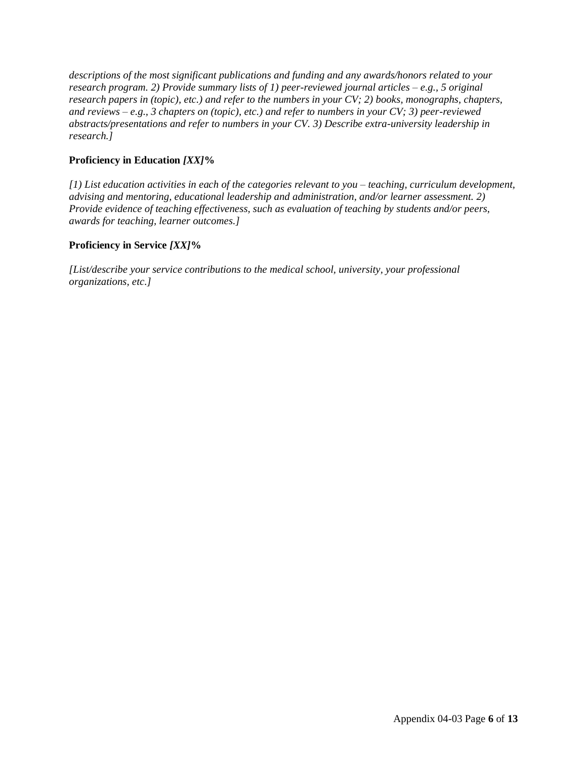*descriptions of the most significant publications and funding and any awards/honors related to your research program. 2) Provide summary lists of 1) peer-reviewed journal articles – e.g., 5 original research papers in (topic), etc.) and refer to the numbers in your CV; 2) books, monographs, chapters, and reviews – e.g., 3 chapters on (topic), etc.) and refer to numbers in your CV; 3) peer-reviewed abstracts/presentations and refer to numbers in your CV. 3) Describe extra-university leadership in research.]*

**Proficiency in Education *[XX]*%**

*[1) List education activities in each of the categories relevant to you – teaching, curriculum development, advising and mentoring, educational leadership and administration, and/or learner assessment. 2) Provide evidence of teaching effectiveness, such as evaluation of teaching by students and/or peers, awards for teaching, learner outcomes.]*

**Proficiency in Service *[XX]*%**

*[List/describe your service contributions to the medical school, university, your professional organizations, etc.]*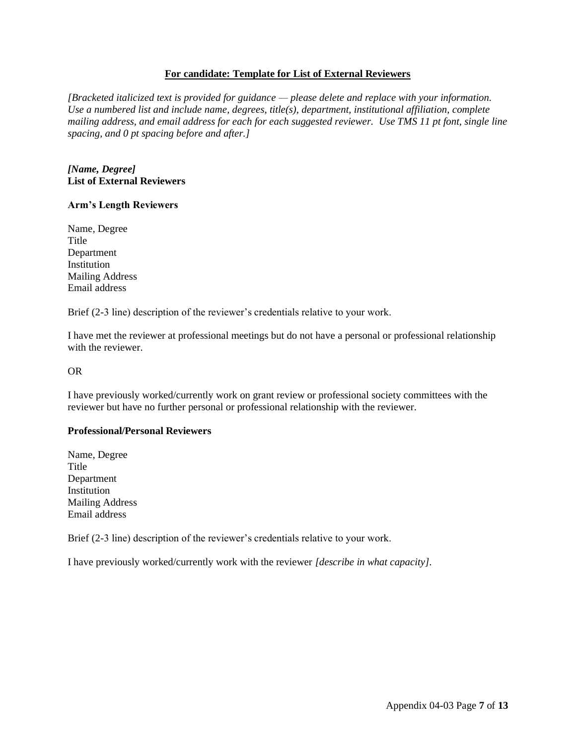## For candidate: Template for List of External Reviewers

*[Bracketed italicized text is provided for guidance — please delete and replace with your information. Use a numbered list and include name, degrees, title(s), department, institutional affiliation, complete mailing address, and email address for each for each suggested reviewer. Use TMS 11 pt font, single line spacing, and 0 pt spacing before and after.]*

***[Name, Degree]***
**List of External Reviewers**

**Arm's Length Reviewers**

Name, Degree
Title
Department
Institution
Mailing Address
Email address

Brief (2-3 line) description of the reviewer's credentials relative to your work.

I have met the reviewer at professional meetings but do not have a personal or professional relationship with the reviewer.

OR

I have previously worked/currently work on grant review or professional society committees with the reviewer but have no further personal or professional relationship with the reviewer.

**Professional/Personal Reviewers**

Name, Degree
Title
Department
Institution
Mailing Address
Email address

Brief (2-3 line) description of the reviewer's credentials relative to your work.

I have previously worked/currently work with the reviewer *[describe in what capacity]*.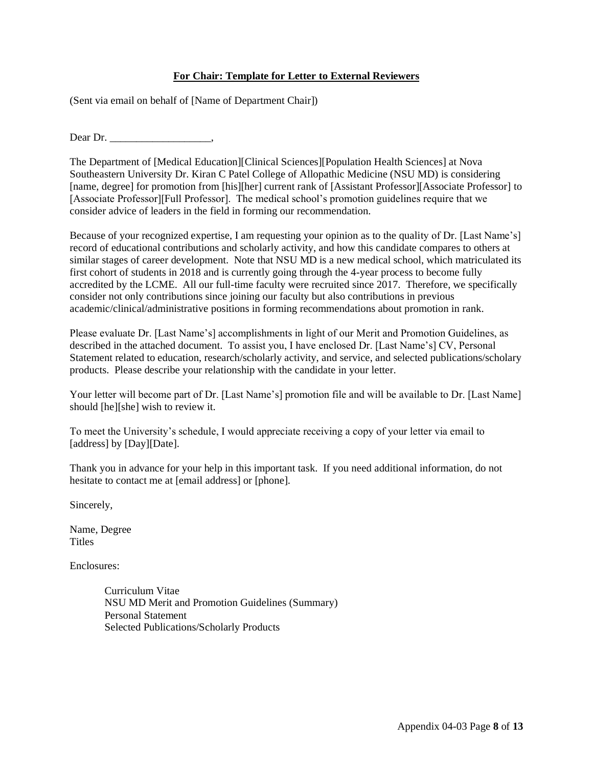**For Chair: Template for Letter to External Reviewers**

(Sent via email on behalf of [Name of Department Chair])

Dear Dr. ___________________,

The Department of [Medical Education][Clinical Sciences][Population Health Sciences] at Nova Southeastern University Dr. Kiran C Patel College of Allopathic Medicine (NSU MD) is considering [name, degree] for promotion from [his][her] current rank of [Assistant Professor][Associate Professor] to [Associate Professor][Full Professor]. The medical school's promotion guidelines require that we consider advice of leaders in the field in forming our recommendation.

Because of your recognized expertise, I am requesting your opinion as to the quality of Dr. [Last Name's] record of educational contributions and scholarly activity, and how this candidate compares to others at similar stages of career development. Note that NSU MD is a new medical school, which matriculated its first cohort of students in 2018 and is currently going through the 4-year process to become fully accredited by the LCME. All our full-time faculty were recruited since 2017. Therefore, we specifically consider not only contributions since joining our faculty but also contributions in previous academic/clinical/administrative positions in forming recommendations about promotion in rank.

Please evaluate Dr. [Last Name's] accomplishments in light of our Merit and Promotion Guidelines, as described in the attached document. To assist you, I have enclosed Dr. [Last Name's] CV, Personal Statement related to education, research/scholarly activity, and service, and selected publications/scholary products. Please describe your relationship with the candidate in your letter.

Your letter will become part of Dr. [Last Name's] promotion file and will be available to Dr. [Last Name] should [he][she] wish to review it.

To meet the University's schedule, I would appreciate receiving a copy of your letter via email to [address] by [Day][Date].

Thank you in advance for your help in this important task. If you need additional information, do not hesitate to contact me at [email address] or [phone].

Sincerely,

Name, Degree
Titles

Enclosures:

- Curriculum Vitae
- NSU MD Merit and Promotion Guidelines (Summary)
- Personal Statement
- Selected Publications/Scholarly Products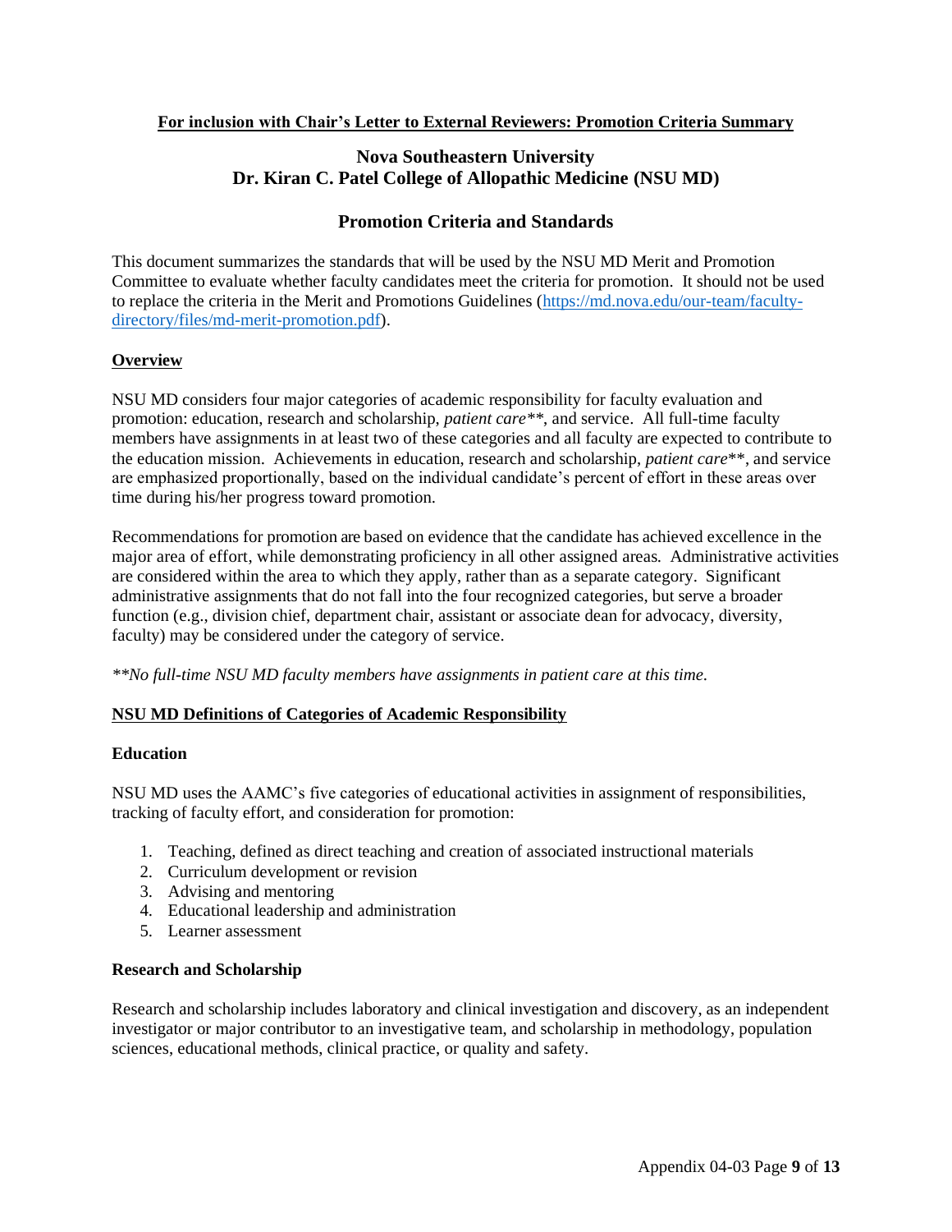**For inclusion with Chair's Letter to External Reviewers: Promotion Criteria Summary**

## Nova Southeastern University
## Dr. Kiran C. Patel College of Allopathic Medicine (NSU MD)

## Promotion Criteria and Standards

This document summarizes the standards that will be used by the NSU MD Merit and Promotion Committee to evaluate whether faculty candidates meet the criteria for promotion. It should not be used to replace the criteria in the Merit and Promotions Guidelines (https://md.nova.edu/our-team/faculty-directory/files/md-merit-promotion.pdf).

### Overview

NSU MD considers four major categories of academic responsibility for faculty evaluation and promotion: education, research and scholarship, *patient care***, and service. All full-time faculty members have assignments in at least two of these categories and all faculty are expected to contribute to the education mission. Achievements in education, research and scholarship, *patient care***, and service are emphasized proportionally, based on the individual candidate's percent of effort in these areas over time during his/her progress toward promotion.

Recommendations for promotion are based on evidence that the candidate has achieved excellence in the major area of effort, while demonstrating proficiency in all other assigned areas. Administrative activities are considered within the area to which they apply, rather than as a separate category. Significant administrative assignments that do not fall into the four recognized categories, but serve a broader function (e.g., division chief, department chair, assistant or associate dean for advocacy, diversity, faculty) may be considered under the category of service.

*\*\*No full-time NSU MD faculty members have assignments in patient care at this time.*

### NSU MD Definitions of Categories of Academic Responsibility

**Education**

NSU MD uses the AAMC's five categories of educational activities in assignment of responsibilities, tracking of faculty effort, and consideration for promotion:

1. Teaching, defined as direct teaching and creation of associated instructional materials
2. Curriculum development or revision
3. Advising and mentoring
4. Educational leadership and administration
5. Learner assessment

**Research and Scholarship**

Research and scholarship includes laboratory and clinical investigation and discovery, as an independent investigator or major contributor to an investigative team, and scholarship in methodology, population sciences, educational methods, clinical practice, or quality and safety.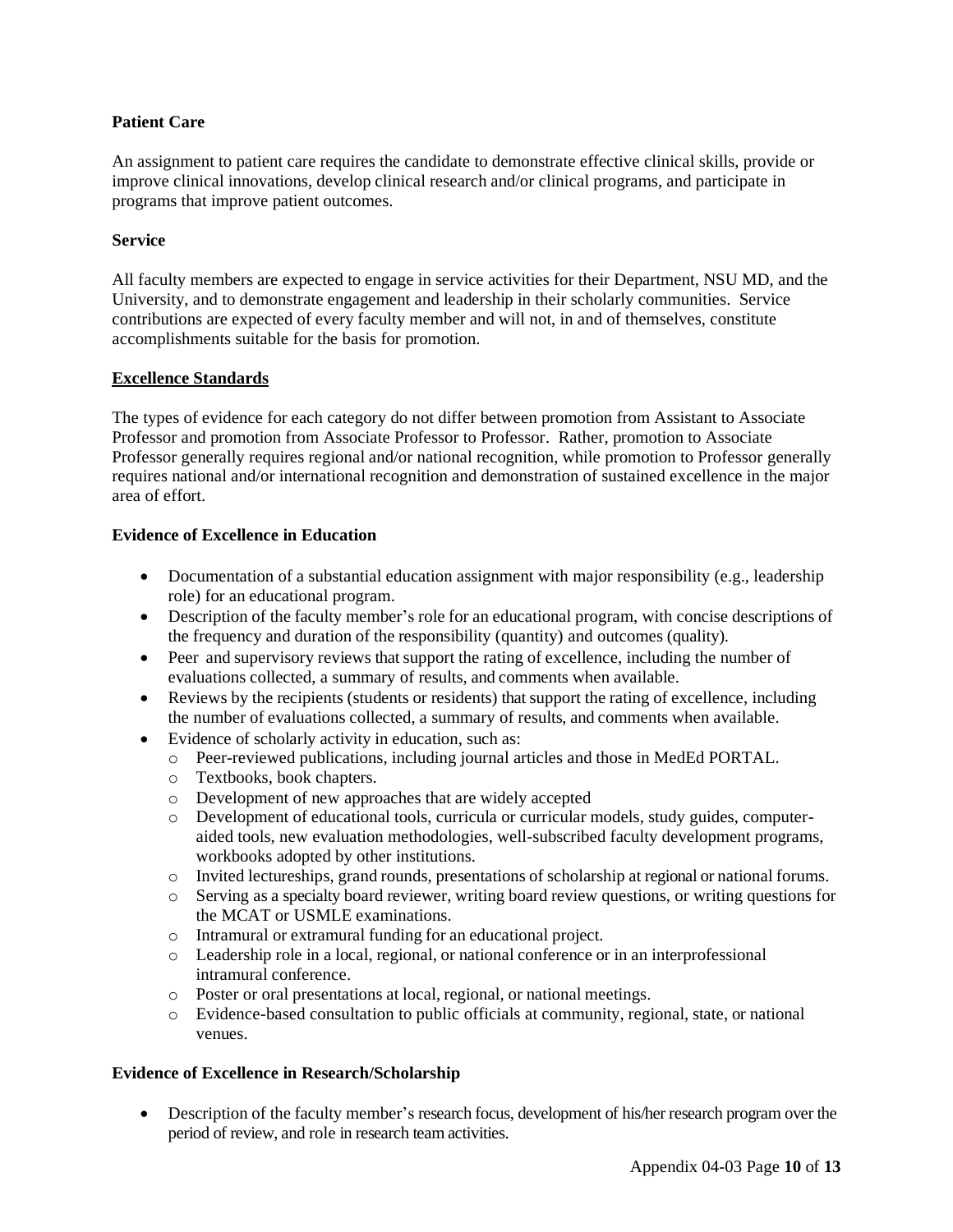**Patient Care**

An assignment to patient care requires the candidate to demonstrate effective clinical skills, provide or improve clinical innovations, develop clinical research and/or clinical programs, and participate in programs that improve patient outcomes.

**Service**

All faculty members are expected to engage in service activities for their Department, NSU MD, and the University, and to demonstrate engagement and leadership in their scholarly communities. Service contributions are expected of every faculty member and will not, in and of themselves, constitute accomplishments suitable for the basis for promotion.

**Excellence Standards**

The types of evidence for each category do not differ between promotion from Assistant to Associate Professor and promotion from Associate Professor to Professor. Rather, promotion to Associate Professor generally requires regional and/or national recognition, while promotion to Professor generally requires national and/or international recognition and demonstration of sustained excellence in the major area of effort.

**Evidence of Excellence in Education**

- Documentation of a substantial education assignment with major responsibility (e.g., leadership role) for an educational program.
- Description of the faculty member's role for an educational program, with concise descriptions of the frequency and duration of the responsibility (quantity) and outcomes (quality).
- Peer and supervisory reviews that support the rating of excellence, including the number of evaluations collected, a summary of results, and comments when available.
- Reviews by the recipients (students or residents) that support the rating of excellence, including the number of evaluations collected, a summary of results, and comments when available.
- Evidence of scholarly activity in education, such as:
  - Peer-reviewed publications, including journal articles and those in MedEd PORTAL.
  - Textbooks, book chapters.
  - Development of new approaches that are widely accepted
  - Development of educational tools, curricula or curricular models, study guides, computer-aided tools, new evaluation methodologies, well-subscribed faculty development programs, workbooks adopted by other institutions.
  - Invited lectureships, grand rounds, presentations of scholarship at regional or national forums.
  - Serving as a specialty board reviewer, writing board review questions, or writing questions for the MCAT or USMLE examinations.
  - Intramural or extramural funding for an educational project.
  - Leadership role in a local, regional, or national conference or in an interprofessional intramural conference.
  - Poster or oral presentations at local, regional, or national meetings.
  - Evidence-based consultation to public officials at community, regional, state, or national venues.

**Evidence of Excellence in Research/Scholarship**

- Description of the faculty member's research focus, development of his/her research program over the period of review, and role in research team activities.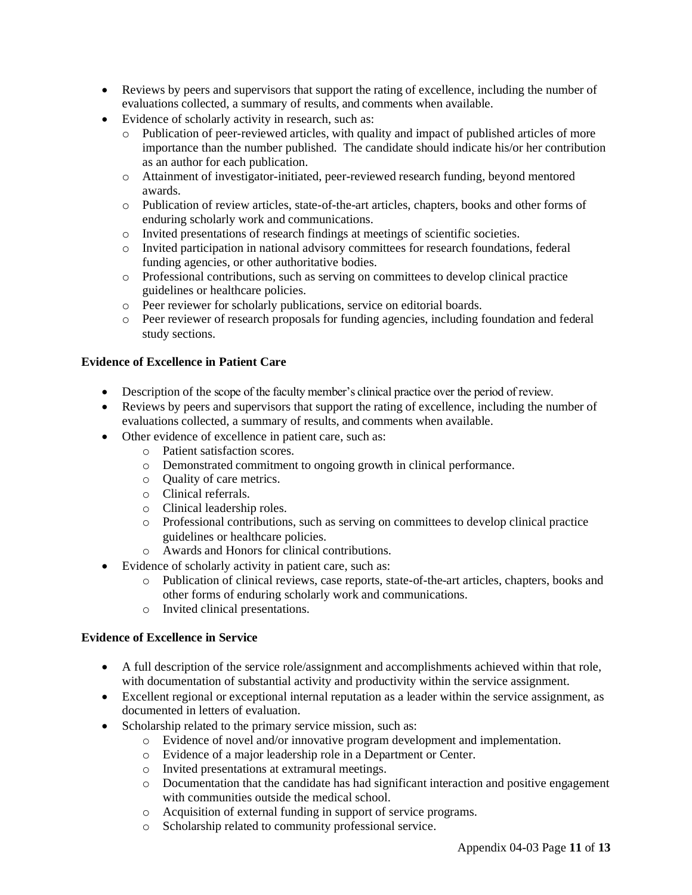- Reviews by peers and supervisors that support the rating of excellence, including the number of evaluations collected, a summary of results, and comments when available.
- Evidence of scholarly activity in research, such as:
  - Publication of peer-reviewed articles, with quality and impact of published articles of more importance than the number published. The candidate should indicate his/or her contribution as an author for each publication.
  - Attainment of investigator-initiated, peer-reviewed research funding, beyond mentored awards.
  - Publication of review articles, state-of-the-art articles, chapters, books and other forms of enduring scholarly work and communications.
  - Invited presentations of research findings at meetings of scientific societies.
  - Invited participation in national advisory committees for research foundations, federal funding agencies, or other authoritative bodies.
  - Professional contributions, such as serving on committees to develop clinical practice guidelines or healthcare policies.
  - Peer reviewer for scholarly publications, service on editorial boards.
  - Peer reviewer of research proposals for funding agencies, including foundation and federal study sections.

**Evidence of Excellence in Patient Care**

- Description of the scope of the faculty member's clinical practice over the period of review.
- Reviews by peers and supervisors that support the rating of excellence, including the number of evaluations collected, a summary of results, and comments when available.
- Other evidence of excellence in patient care, such as:
  - Patient satisfaction scores.
  - Demonstrated commitment to ongoing growth in clinical performance.
  - Quality of care metrics.
  - Clinical referrals.
  - Clinical leadership roles.
  - Professional contributions, such as serving on committees to develop clinical practice guidelines or healthcare policies.
  - Awards and Honors for clinical contributions.
- Evidence of scholarly activity in patient care, such as:
  - Publication of clinical reviews, case reports, state-of-the-art articles, chapters, books and other forms of enduring scholarly work and communications.
  - Invited clinical presentations.

**Evidence of Excellence in Service**

- A full description of the service role/assignment and accomplishments achieved within that role, with documentation of substantial activity and productivity within the service assignment.
- Excellent regional or exceptional internal reputation as a leader within the service assignment, as documented in letters of evaluation.
- Scholarship related to the primary service mission, such as:
  - Evidence of novel and/or innovative program development and implementation.
  - Evidence of a major leadership role in a Department or Center.
  - Invited presentations at extramural meetings.
  - Documentation that the candidate has had significant interaction and positive engagement with communities outside the medical school.
  - Acquisition of external funding in support of service programs.
  - Scholarship related to community professional service.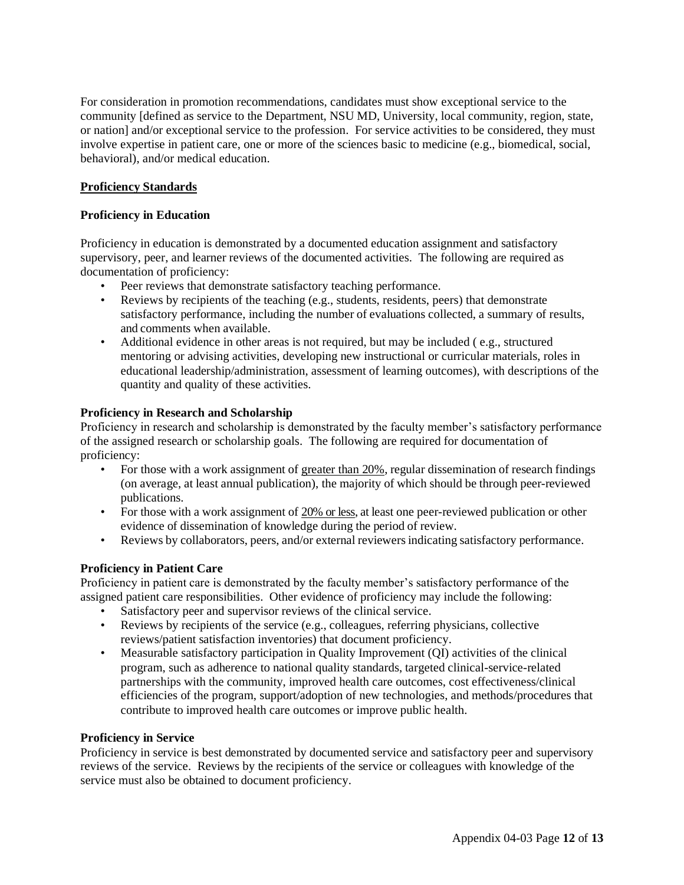For consideration in promotion recommendations, candidates must show exceptional service to the community [defined as service to the Department, NSU MD, University, local community, region, state, or nation] and/or exceptional service to the profession. For service activities to be considered, they must involve expertise in patient care, one or more of the sciences basic to medicine (e.g., biomedical, social, behavioral), and/or medical education.

## Proficiency Standards

### Proficiency in Education

Proficiency in education is demonstrated by a documented education assignment and satisfactory supervisory, peer, and learner reviews of the documented activities. The following are required as documentation of proficiency:

- Peer reviews that demonstrate satisfactory teaching performance.
- Reviews by recipients of the teaching (e.g., students, residents, peers) that demonstrate satisfactory performance, including the number of evaluations collected, a summary of results, and comments when available.
- Additional evidence in other areas is not required, but may be included ( e.g., structured mentoring or advising activities, developing new instructional or curricular materials, roles in educational leadership/administration, assessment of learning outcomes), with descriptions of the quantity and quality of these activities.

### Proficiency in Research and Scholarship

Proficiency in research and scholarship is demonstrated by the faculty member's satisfactory performance of the assigned research or scholarship goals. The following are required for documentation of proficiency:

- For those with a work assignment of greater than 20%, regular dissemination of research findings (on average, at least annual publication), the majority of which should be through peer-reviewed publications.
- For those with a work assignment of 20% or less, at least one peer-reviewed publication or other evidence of dissemination of knowledge during the period of review.
- Reviews by collaborators, peers, and/or external reviewers indicating satisfactory performance.

### Proficiency in Patient Care

Proficiency in patient care is demonstrated by the faculty member's satisfactory performance of the assigned patient care responsibilities. Other evidence of proficiency may include the following:

- Satisfactory peer and supervisor reviews of the clinical service.
- Reviews by recipients of the service (e.g., colleagues, referring physicians, collective reviews/patient satisfaction inventories) that document proficiency.
- Measurable satisfactory participation in Quality Improvement (QI) activities of the clinical program, such as adherence to national quality standards, targeted clinical-service-related partnerships with the community, improved health care outcomes, cost effectiveness/clinical efficiencies of the program, support/adoption of new technologies, and methods/procedures that contribute to improved health care outcomes or improve public health.

### Proficiency in Service

Proficiency in service is best demonstrated by documented service and satisfactory peer and supervisory reviews of the service. Reviews by the recipients of the service or colleagues with knowledge of the service must also be obtained to document proficiency.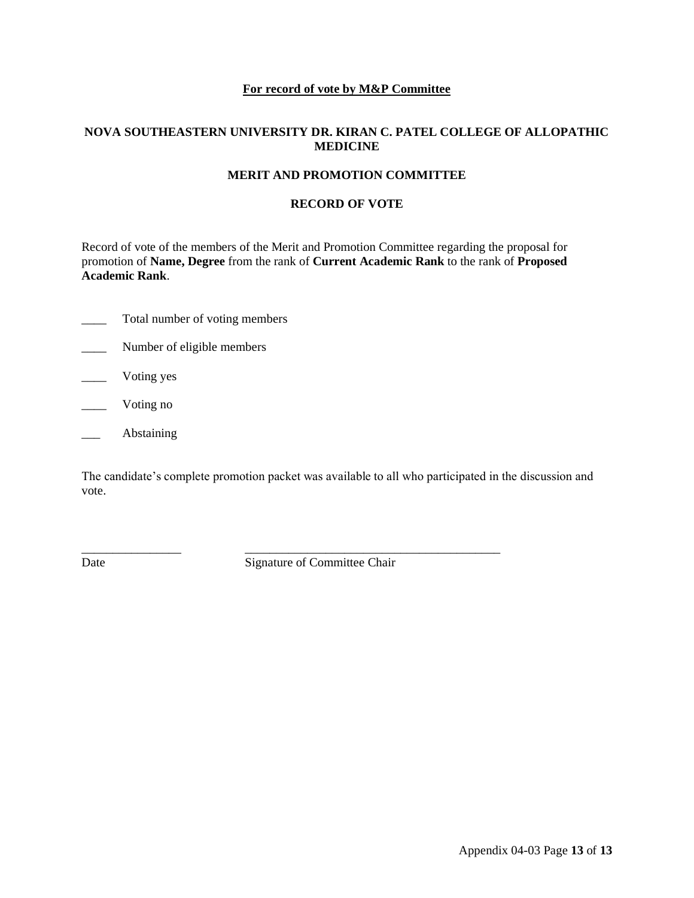**For record of vote by M&P Committee**

**NOVA SOUTHEASTERN UNIVERSITY DR. KIRAN C. PATEL COLLEGE OF ALLOPATHIC MEDICINE**

**MERIT AND PROMOTION COMMITTEE**

**RECORD OF VOTE**

Record of vote of the members of the Merit and Promotion Committee regarding the proposal for promotion of **Name, Degree** from the rank of **Current Academic Rank** to the rank of **Proposed Academic Rank**.

____ Total number of voting members

____ Number of eligible members

____ Voting yes

____ Voting no

___ Abstaining

The candidate's complete promotion packet was available to all who participated in the discussion and vote.

________________ ___________________________________________

Date Signature of Committee Chair